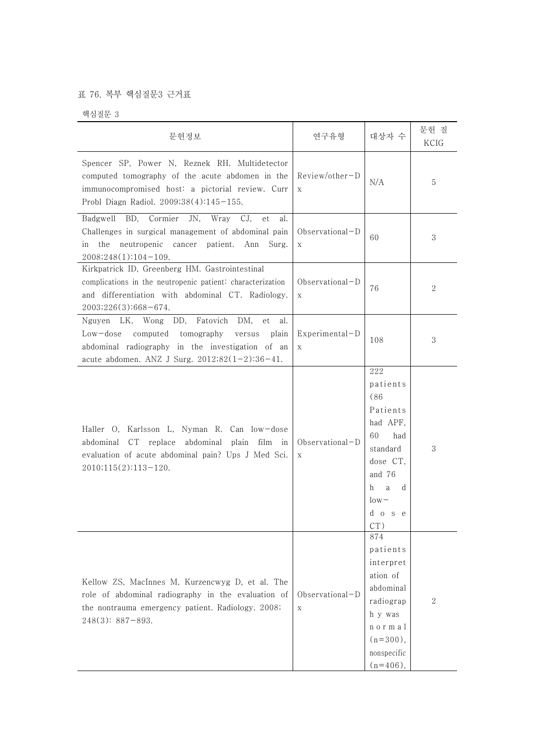표 76. 복부 핵심질문3 근거표

핵심질문 3

| 문헌정보 | 연구유형 | 대상자 수 | 문헌 질 KCIG |
|---|---|---|---|
| Spencer SP, Power N, Reznek RH. Multidetector computed tomography of the acute abdomen in the immunocompromised host: a pictorial review. Curr Probl Diagn Radiol. 2009;38(4):145-155. | Review/other-Dx | N/A | 5 |
| Badgwell BD, Cormier JN, Wray CJ, et al. Challenges in surgical management of abdominal pain in the neutropenic cancer patient. Ann Surg. 2008;248(1):104-109. | Observational-Dx | 60 | 3 |
| Kirkpatrick ID, Greenberg HM. Gastrointestinal complications in the neutropenic patient: characterization and differentiation with abdominal CT. Radiology. 2003;226(3):668-674. | Observational-Dx | 76 | 2 |
| Nguyen LK, Wong DD, Fatovich DM, et al. Low-dose computed tomography versus plain abdominal radiography in the investigation of an acute abdomen. ANZ J Surg. 2012;82(1-2):36-41. | Experimental-Dx | 108 | 3 |
| Haller O, Karlsson L, Nyman R. Can low-dose abdominal CT replace abdominal plain film in evaluation of acute abdominal pain? Ups J Med Sci. 2010;115(2):113-120. | Observational-Dx | 222 patients (86 Patients had APF, 60 had standard dose CT, and 76 had low-dose CT) | 3 |
| Kellow ZS, MacInnes M, Kurzencwyg D, et al. The role of abdominal radiography in the evaluation of the nontrauma emergency patient. Radiology. 2008; 248(3): 887-893. | Observational-Dx | 874 patients interpretation of abdominal radiograph y was normal (n=300), nonspecific (n=406), | 2 |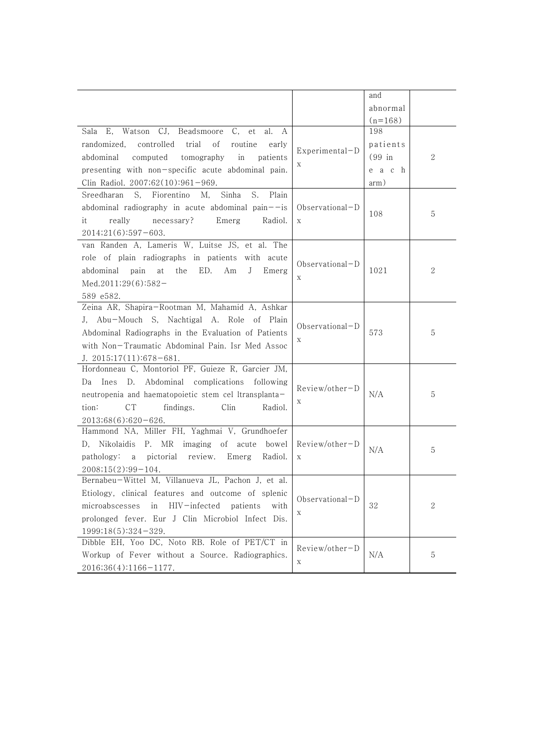| | | | |
|---|---|---|---|
| | | and abnormal (n=168) | |
| Sala E, Watson CJ, Beadsmoore C, et al. A randomized, controlled trial of routine early abdominal computed tomography in patients presenting with non-specific acute abdominal pain. Clin Radiol. 2007;62(10):961-969. | Experimental-Dx | 198 patients (99 in each arm) | 2 |
| Sreedharan S, Fiorentino M, Sinha S. Plain abdominal radiography in acute abdominal pain--is it really necessary? Emerg Radiol. 2014;21(6):597-603. | Observational-Dx | 108 | 5 |
| van Randen A, Lameris W, Luitse JS, et al. The role of plain radiographs in patients with acute abdominal pain at the ED. Am J Emerg Med.2011;29(6):582-589 e582. | Observational-Dx | 1021 | 2 |
| Zeina AR, Shapira-Rootman M, Mahamid A, Ashkar J, Abu-Mouch S, Nachtigal A. Role of Plain Abdominal Radiographs in the Evaluation of Patients with Non-Traumatic Abdominal Pain. Isr Med Assoc J. 2015;17(11):678-681. | Observational-Dx | 573 | 5 |
| Hordonneau C, Montoriol PF, Guieze R, Garcier JM, Da Ines D. Abdominal complications following neutropenia and haematopoietic stem cel ltransplanta-tion: CT findings. Clin Radiol. 2013;68(6):620-626. | Review/other-Dx | N/A | 5 |
| Hammond NA, Miller FH, Yaghmai V, Grundhoefer D, Nikolaidis P. MR imaging of acute bowel pathology: a pictorial review. Emerg Radiol. 2008;15(2):99-104. | Review/other-Dx | N/A | 5 |
| Bernabeu-Wittel M, Villanueva JL, Pachon J, et al. Etiology, clinical features and outcome of splenic microabscesses in HIV-infected patients with prolonged fever. Eur J Clin Microbiol Infect Dis. 1999;18(5):324-329. | Observational-Dx | 32 | 2 |
| Dibble EH, Yoo DC, Noto RB. Role of PET/CT in Workup of Fever without a Source. Radiographics. 2016;36(4):1166-1177. | Review/other-Dx | N/A | 5 |